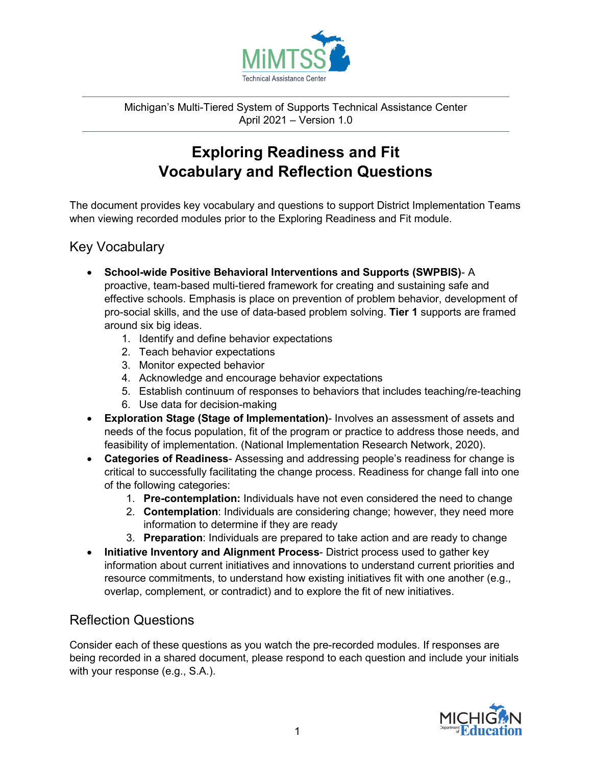Michigan's Multi-Tiered System of Supports Technical Assistance Center
April 2021 – Version 1.0

# Exploring Readiness and Fit Vocabulary and Reflection Questions

The document provides key vocabulary and questions to support District Implementation Teams when viewing recorded modules prior to the Exploring Readiness and Fit module.

## Key Vocabulary

- **School-wide Positive Behavioral Interventions and Supports (SWPBIS)**- A proactive, team-based multi-tiered framework for creating and sustaining safe and effective schools. Emphasis is place on prevention of problem behavior, development of pro-social skills, and the use of data-based problem solving. **Tier 1** supports are framed around six big ideas.
  1. Identify and define behavior expectations
  2. Teach behavior expectations
  3. Monitor expected behavior
  4. Acknowledge and encourage behavior expectations
  5. Establish continuum of responses to behaviors that includes teaching/re-teaching
  6. Use data for decision-making
- **Exploration Stage (Stage of Implementation)**- Involves an assessment of assets and needs of the focus population, fit of the program or practice to address those needs, and feasibility of implementation. (National Implementation Research Network, 2020).
- **Categories of Readiness**- Assessing and addressing people's readiness for change is critical to successfully facilitating the change process. Readiness for change fall into one of the following categories:
  1. **Pre-contemplation:** Individuals have not even considered the need to change
  2. **Contemplation**: Individuals are considering change; however, they need more information to determine if they are ready
  3. **Preparation**: Individuals are prepared to take action and are ready to change
- **Initiative Inventory and Alignment Process**- District process used to gather key information about current initiatives and innovations to understand current priorities and resource commitments, to understand how existing initiatives fit with one another (e.g., overlap, complement, or contradict) and to explore the fit of new initiatives.

## Reflection Questions

Consider each of these questions as you watch the pre-recorded modules. If responses are being recorded in a shared document, please respond to each question and include your initials with your response (e.g., S.A.).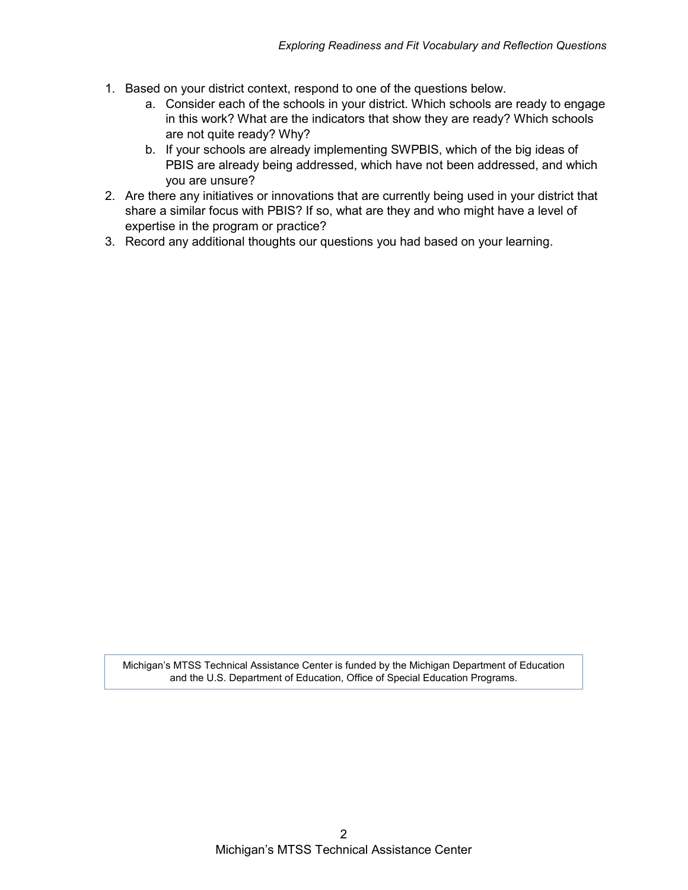1. Based on your district context, respond to one of the questions below.
   a. Consider each of the schools in your district. Which schools are ready to engage in this work? What are the indicators that show they are ready? Which schools are not quite ready? Why?
   b. If your schools are already implementing SWPBIS, which of the big ideas of PBIS are already being addressed, which have not been addressed, and which you are unsure?
2. Are there any initiatives or innovations that are currently being used in your district that share a similar focus with PBIS? If so, what are they and who might have a level of expertise in the program or practice?
3. Record any additional thoughts our questions you had based on your learning.

Michigan's MTSS Technical Assistance Center is funded by the Michigan Department of Education and the U.S. Department of Education, Office of Special Education Programs.